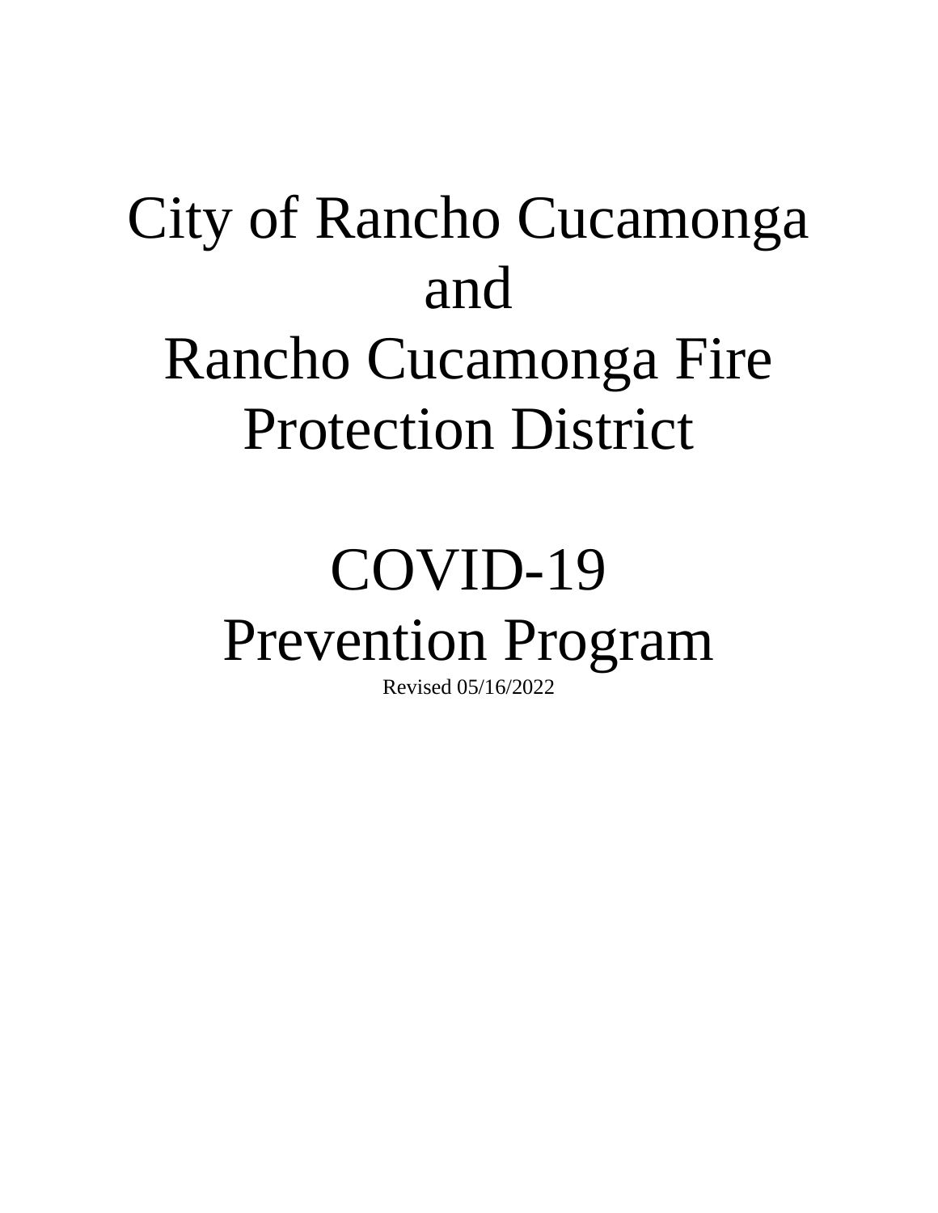# City of Rancho Cucamonga and Rancho Cucamonga Fire Protection District

# COVID-19 Prevention Program

Revised 05/16/2022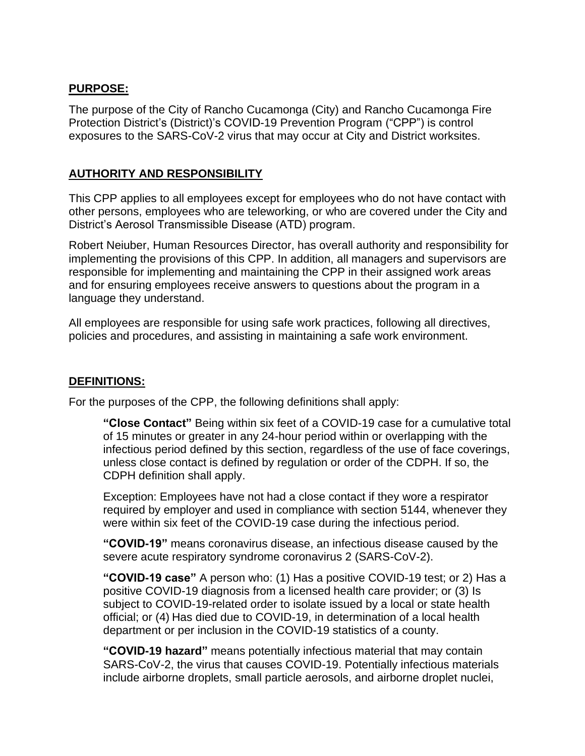## PURPOSE:

The purpose of the City of Rancho Cucamonga (City) and Rancho Cucamonga Fire Protection District's (District)'s COVID-19 Prevention Program ("CPP") is control exposures to the SARS-CoV-2 virus that may occur at City and District worksites.

## AUTHORITY AND RESPONSIBILITY

This CPP applies to all employees except for employees who do not have contact with other persons, employees who are teleworking, or who are covered under the City and District's Aerosol Transmissible Disease (ATD) program.

Robert Neiuber, Human Resources Director, has overall authority and responsibility for implementing the provisions of this CPP. In addition, all managers and supervisors are responsible for implementing and maintaining the CPP in their assigned work areas and for ensuring employees receive answers to questions about the program in a language they understand.

All employees are responsible for using safe work practices, following all directives, policies and procedures, and assisting in maintaining a safe work environment.

## DEFINITIONS:

For the purposes of the CPP, the following definitions shall apply:

> **"Close Contact"** Being within six feet of a COVID-19 case for a cumulative total of 15 minutes or greater in any 24-hour period within or overlapping with the infectious period defined by this section, regardless of the use of face coverings, unless close contact is defined by regulation or order of the CDPH. If so, the CDPH definition shall apply.
>
> Exception: Employees have not had a close contact if they wore a respirator required by employer and used in compliance with section 5144, whenever they were within six feet of the COVID-19 case during the infectious period.
>
> **"COVID-19"** means coronavirus disease, an infectious disease caused by the severe acute respiratory syndrome coronavirus 2 (SARS-CoV-2).
>
> **"COVID-19 case"** A person who: (1) Has a positive COVID-19 test; or 2) Has a positive COVID-19 diagnosis from a licensed health care provider; or (3) Is subject to COVID-19-related order to isolate issued by a local or state health official; or (4) Has died due to COVID-19, in determination of a local health department or per inclusion in the COVID-19 statistics of a county.
>
> **"COVID-19 hazard"** means potentially infectious material that may contain SARS-CoV-2, the virus that causes COVID-19. Potentially infectious materials include airborne droplets, small particle aerosols, and airborne droplet nuclei,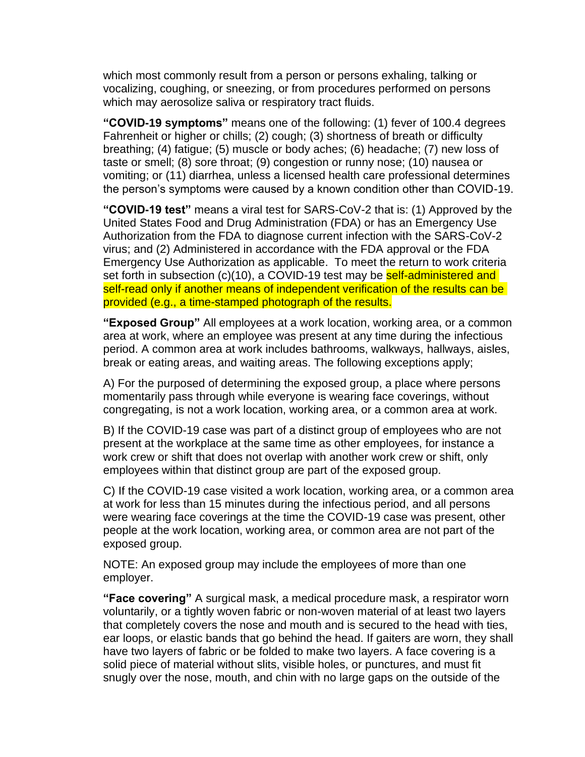which most commonly result from a person or persons exhaling, talking or vocalizing, coughing, or sneezing, or from procedures performed on persons which may aerosolize saliva or respiratory tract fluids.

**"COVID-19 symptoms"** means one of the following: (1) fever of 100.4 degrees Fahrenheit or higher or chills; (2) cough; (3) shortness of breath or difficulty breathing; (4) fatigue; (5) muscle or body aches; (6) headache; (7) new loss of taste or smell; (8) sore throat; (9) congestion or runny nose; (10) nausea or vomiting; or (11) diarrhea, unless a licensed health care professional determines the person's symptoms were caused by a known condition other than COVID-19.

**"COVID-19 test"** means a viral test for SARS-CoV-2 that is: (1) Approved by the United States Food and Drug Administration (FDA) or has an Emergency Use Authorization from the FDA to diagnose current infection with the SARS-CoV-2 virus; and (2) Administered in accordance with the FDA approval or the FDA Emergency Use Authorization as applicable. To meet the return to work criteria set forth in subsection (c)(10), a COVID-19 test may be self-administered and self-read only if another means of independent verification of the results can be provided (e.g., a time-stamped photograph of the results.

**"Exposed Group"** All employees at a work location, working area, or a common area at work, where an employee was present at any time during the infectious period. A common area at work includes bathrooms, walkways, hallways, aisles, break or eating areas, and waiting areas. The following exceptions apply;

A) For the purposed of determining the exposed group, a place where persons momentarily pass through while everyone is wearing face coverings, without congregating, is not a work location, working area, or a common area at work.

B) If the COVID-19 case was part of a distinct group of employees who are not present at the workplace at the same time as other employees, for instance a work crew or shift that does not overlap with another work crew or shift, only employees within that distinct group are part of the exposed group.

C) If the COVID-19 case visited a work location, working area, or a common area at work for less than 15 minutes during the infectious period, and all persons were wearing face coverings at the time the COVID-19 case was present, other people at the work location, working area, or common area are not part of the exposed group.

NOTE: An exposed group may include the employees of more than one employer.

**"Face covering"** A surgical mask, a medical procedure mask, a respirator worn voluntarily, or a tightly woven fabric or non-woven material of at least two layers that completely covers the nose and mouth and is secured to the head with ties, ear loops, or elastic bands that go behind the head. If gaiters are worn, they shall have two layers of fabric or be folded to make two layers. A face covering is a solid piece of material without slits, visible holes, or punctures, and must fit snugly over the nose, mouth, and chin with no large gaps on the outside of the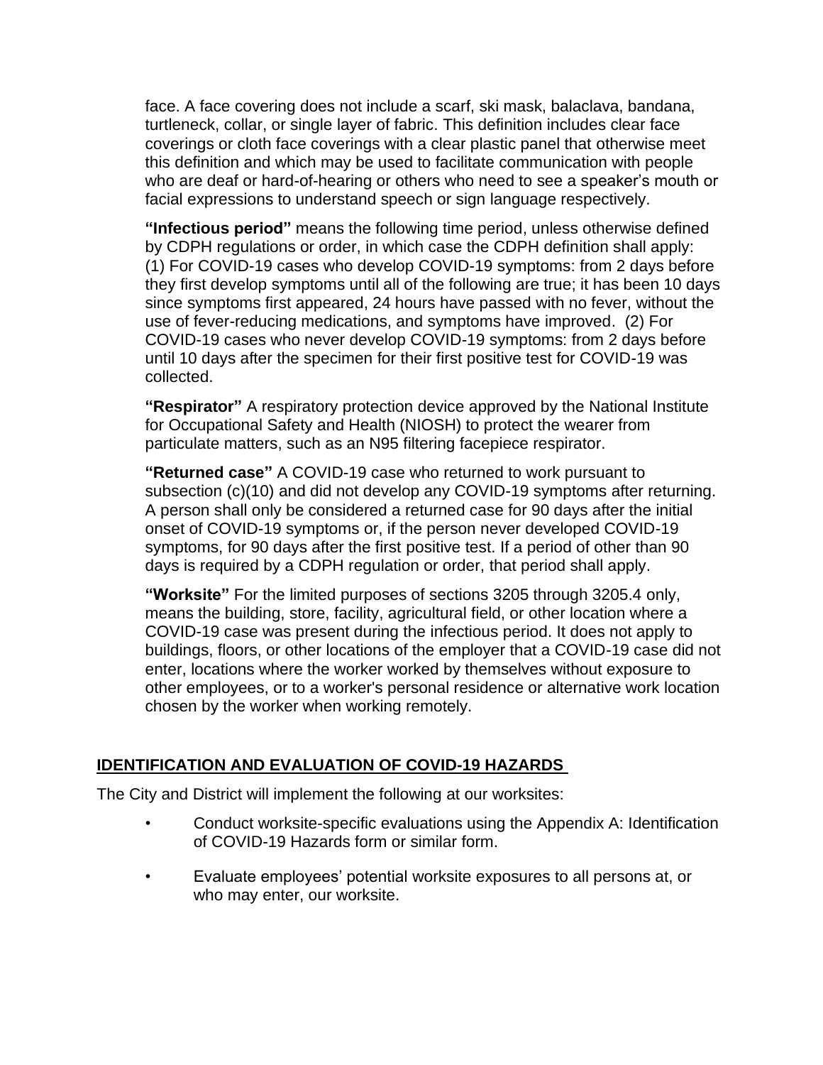face. A face covering does not include a scarf, ski mask, balaclava, bandana, turtleneck, collar, or single layer of fabric. This definition includes clear face coverings or cloth face coverings with a clear plastic panel that otherwise meet this definition and which may be used to facilitate communication with people who are deaf or hard-of-hearing or others who need to see a speaker's mouth or facial expressions to understand speech or sign language respectively.

**"Infectious period"** means the following time period, unless otherwise defined by CDPH regulations or order, in which case the CDPH definition shall apply: (1) For COVID-19 cases who develop COVID-19 symptoms: from 2 days before they first develop symptoms until all of the following are true; it has been 10 days since symptoms first appeared, 24 hours have passed with no fever, without the use of fever-reducing medications, and symptoms have improved. (2) For COVID-19 cases who never develop COVID-19 symptoms: from 2 days before until 10 days after the specimen for their first positive test for COVID-19 was collected.

**"Respirator"** A respiratory protection device approved by the National Institute for Occupational Safety and Health (NIOSH) to protect the wearer from particulate matters, such as an N95 filtering facepiece respirator.

**"Returned case"** A COVID-19 case who returned to work pursuant to subsection (c)(10) and did not develop any COVID-19 symptoms after returning. A person shall only be considered a returned case for 90 days after the initial onset of COVID-19 symptoms or, if the person never developed COVID-19 symptoms, for 90 days after the first positive test. If a period of other than 90 days is required by a CDPH regulation or order, that period shall apply.

**"Worksite"** For the limited purposes of sections 3205 through 3205.4 only, means the building, store, facility, agricultural field, or other location where a COVID-19 case was present during the infectious period. It does not apply to buildings, floors, or other locations of the employer that a COVID-19 case did not enter, locations where the worker worked by themselves without exposure to other employees, or to a worker's personal residence or alternative work location chosen by the worker when working remotely.

## IDENTIFICATION AND EVALUATION OF COVID-19 HAZARDS

The City and District will implement the following at our worksites:

- Conduct worksite-specific evaluations using the Appendix A: Identification of COVID-19 Hazards form or similar form.
- Evaluate employees' potential worksite exposures to all persons at, or who may enter, our worksite.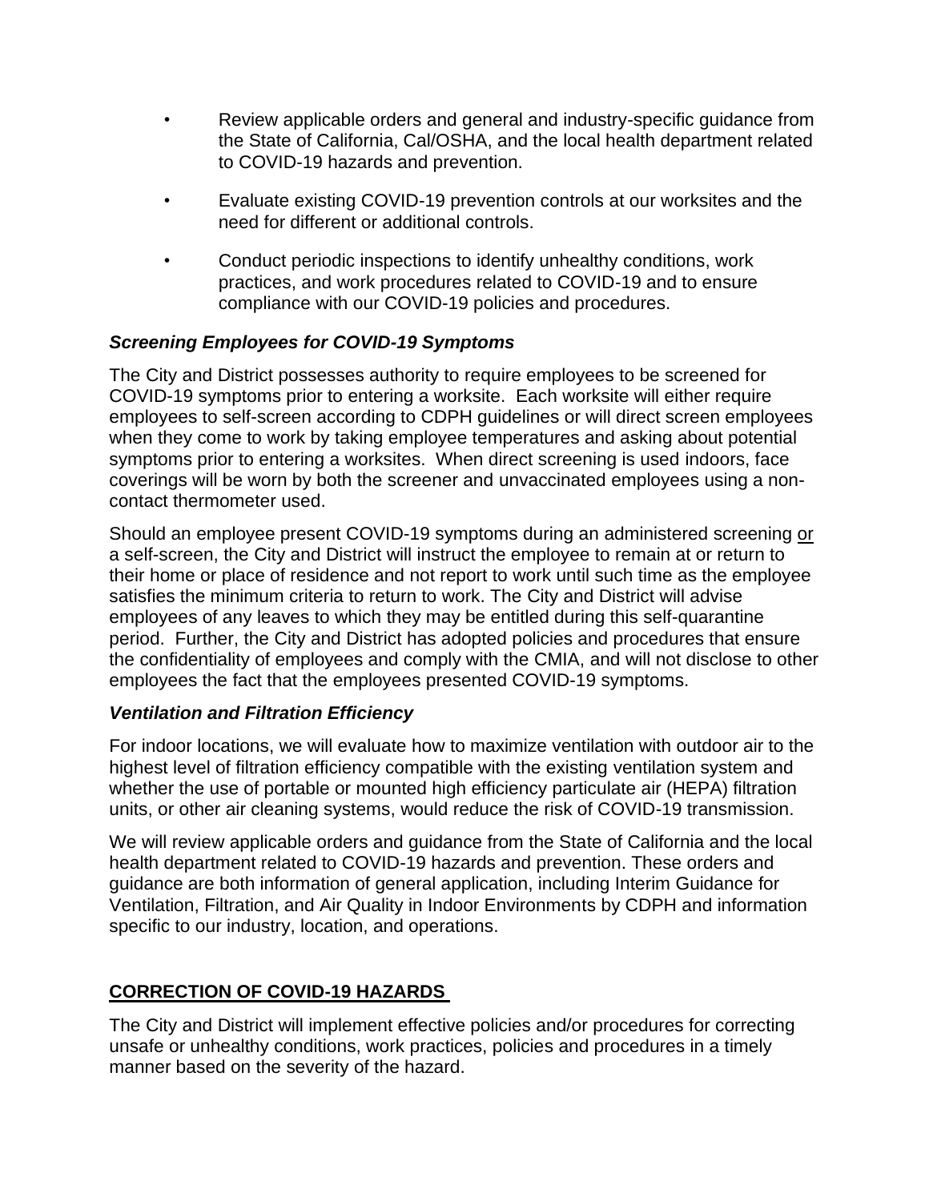- Review applicable orders and general and industry-specific guidance from the State of California, Cal/OSHA, and the local health department related to COVID-19 hazards and prevention.
- Evaluate existing COVID-19 prevention controls at our worksites and the need for different or additional controls.
- Conduct periodic inspections to identify unhealthy conditions, work practices, and work procedures related to COVID-19 and to ensure compliance with our COVID-19 policies and procedures.

### *Screening Employees for COVID-19 Symptoms*

The City and District possesses authority to require employees to be screened for COVID-19 symptoms prior to entering a worksite. Each worksite will either require employees to self-screen according to CDPH guidelines or will direct screen employees when they come to work by taking employee temperatures and asking about potential symptoms prior to entering a worksites. When direct screening is used indoors, face coverings will be worn by both the screener and unvaccinated employees using a non-contact thermometer used.

Should an employee present COVID-19 symptoms during an administered screening <u>or</u> a self-screen, the City and District will instruct the employee to remain at or return to their home or place of residence and not report to work until such time as the employee satisfies the minimum criteria to return to work. The City and District will advise employees of any leaves to which they may be entitled during this self-quarantine period. Further, the City and District has adopted policies and procedures that ensure the confidentiality of employees and comply with the CMIA, and will not disclose to other employees the fact that the employees presented COVID-19 symptoms.

### *Ventilation and Filtration Efficiency*

For indoor locations, we will evaluate how to maximize ventilation with outdoor air to the highest level of filtration efficiency compatible with the existing ventilation system and whether the use of portable or mounted high efficiency particulate air (HEPA) filtration units, or other air cleaning systems, would reduce the risk of COVID-19 transmission.

We will review applicable orders and guidance from the State of California and the local health department related to COVID-19 hazards and prevention. These orders and guidance are both information of general application, including Interim Guidance for Ventilation, Filtration, and Air Quality in Indoor Environments by CDPH and information specific to our industry, location, and operations.

## <u>CORRECTION OF COVID-19 HAZARDS</u>

The City and District will implement effective policies and/or procedures for correcting unsafe or unhealthy conditions, work practices, policies and procedures in a timely manner based on the severity of the hazard.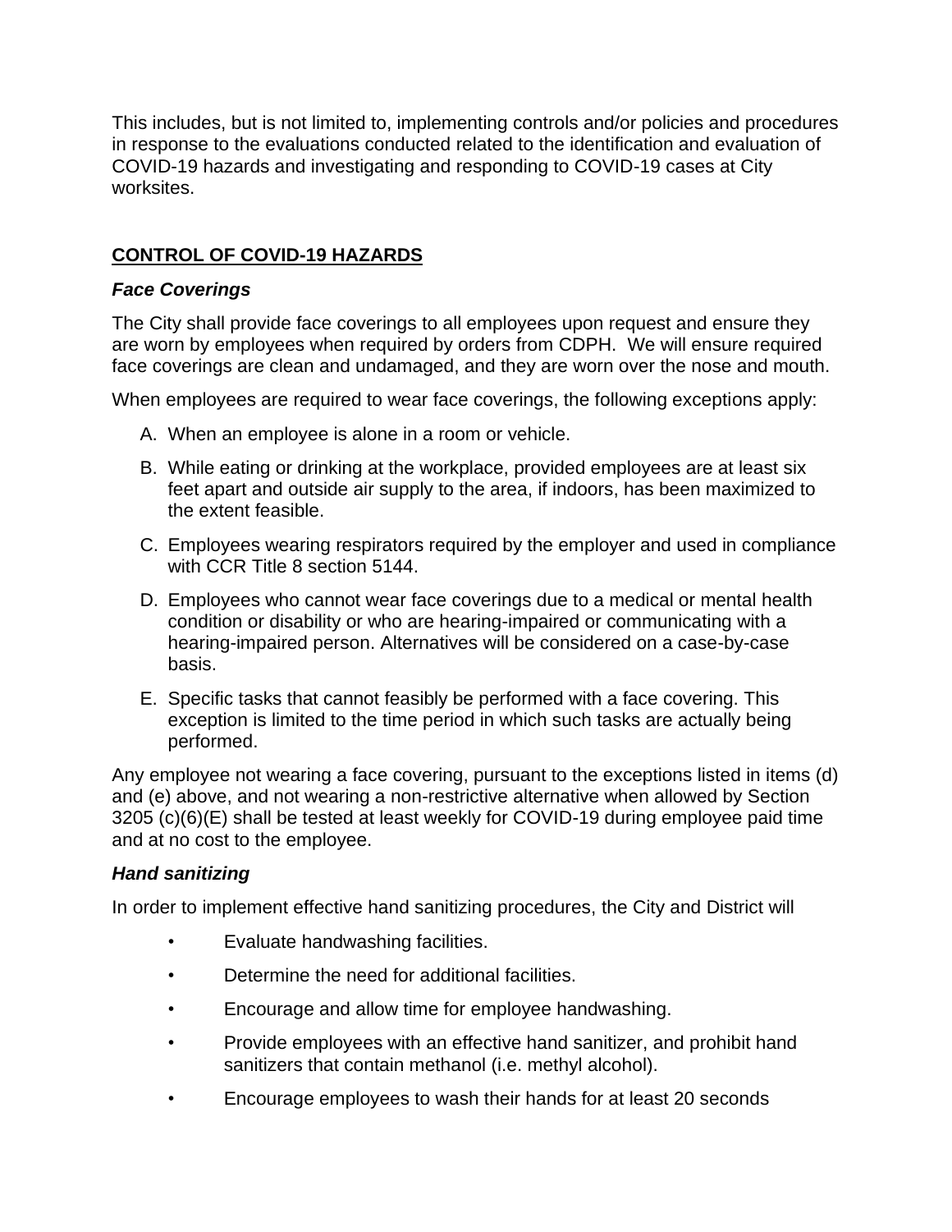This includes, but is not limited to, implementing controls and/or policies and procedures in response to the evaluations conducted related to the identification and evaluation of COVID-19 hazards and investigating and responding to COVID-19 cases at City worksites.

## CONTROL OF COVID-19 HAZARDS

### *Face Coverings*

The City shall provide face coverings to all employees upon request and ensure they are worn by employees when required by orders from CDPH. We will ensure required face coverings are clean and undamaged, and they are worn over the nose and mouth.

When employees are required to wear face coverings, the following exceptions apply:

A. When an employee is alone in a room or vehicle.

B. While eating or drinking at the workplace, provided employees are at least six feet apart and outside air supply to the area, if indoors, has been maximized to the extent feasible.

C. Employees wearing respirators required by the employer and used in compliance with CCR Title 8 section 5144.

D. Employees who cannot wear face coverings due to a medical or mental health condition or disability or who are hearing-impaired or communicating with a hearing-impaired person. Alternatives will be considered on a case-by-case basis.

E. Specific tasks that cannot feasibly be performed with a face covering. This exception is limited to the time period in which such tasks are actually being performed.

Any employee not wearing a face covering, pursuant to the exceptions listed in items (d) and (e) above, and not wearing a non-restrictive alternative when allowed by Section 3205 (c)(6)(E) shall be tested at least weekly for COVID-19 during employee paid time and at no cost to the employee.

### *Hand sanitizing*

In order to implement effective hand sanitizing procedures, the City and District will

- Evaluate handwashing facilities.
- Determine the need for additional facilities.
- Encourage and allow time for employee handwashing.
- Provide employees with an effective hand sanitizer, and prohibit hand sanitizers that contain methanol (i.e. methyl alcohol).
- Encourage employees to wash their hands for at least 20 seconds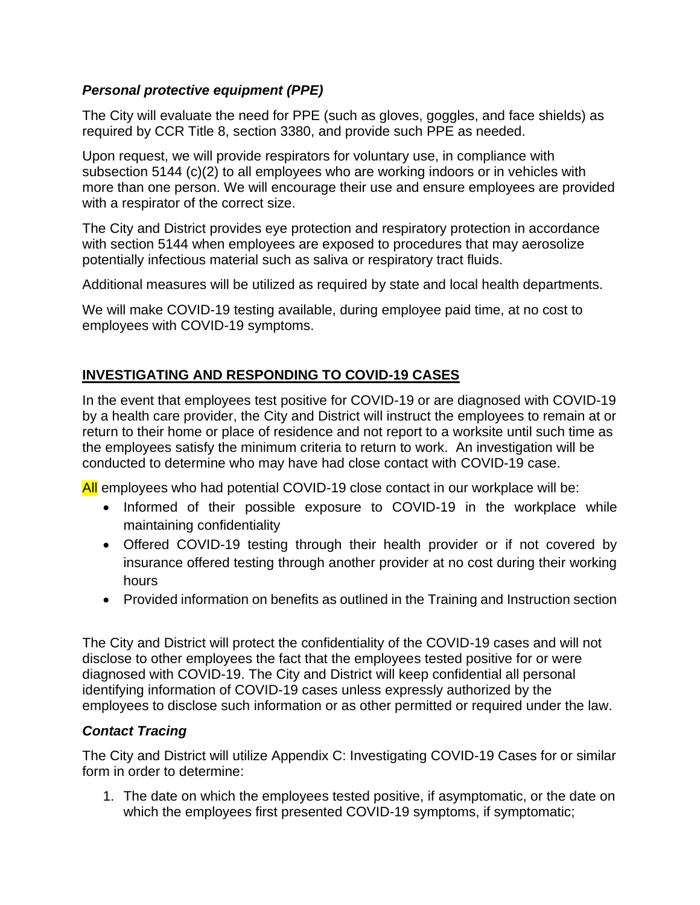### *Personal protective equipment (PPE)*

The City will evaluate the need for PPE (such as gloves, goggles, and face shields) as required by CCR Title 8, section 3380, and provide such PPE as needed.

Upon request, we will provide respirators for voluntary use, in compliance with subsection 5144 (c)(2) to all employees who are working indoors or in vehicles with more than one person. We will encourage their use and ensure employees are provided with a respirator of the correct size.

The City and District provides eye protection and respiratory protection in accordance with section 5144 when employees are exposed to procedures that may aerosolize potentially infectious material such as saliva or respiratory tract fluids.

Additional measures will be utilized as required by state and local health departments.

We will make COVID-19 testing available, during employee paid time, at no cost to employees with COVID-19 symptoms.

## INVESTIGATING AND RESPONDING TO COVID-19 CASES

In the event that employees test positive for COVID-19 or are diagnosed with COVID-19 by a health care provider, the City and District will instruct the employees to remain at or return to their home or place of residence and not report to a worksite until such time as the employees satisfy the minimum criteria to return to work. An investigation will be conducted to determine who may have had close contact with COVID-19 case.

All employees who had potential COVID-19 close contact in our workplace will be:

- Informed of their possible exposure to COVID-19 in the workplace while maintaining confidentiality
- Offered COVID-19 testing through their health provider or if not covered by insurance offered testing through another provider at no cost during their working hours
- Provided information on benefits as outlined in the Training and Instruction section

The City and District will protect the confidentiality of the COVID-19 cases and will not disclose to other employees the fact that the employees tested positive for or were diagnosed with COVID-19. The City and District will keep confidential all personal identifying information of COVID-19 cases unless expressly authorized by the employees to disclose such information or as other permitted or required under the law.

### *Contact Tracing*

The City and District will utilize Appendix C: Investigating COVID-19 Cases for or similar form in order to determine:

1. The date on which the employees tested positive, if asymptomatic, or the date on which the employees first presented COVID-19 symptoms, if symptomatic;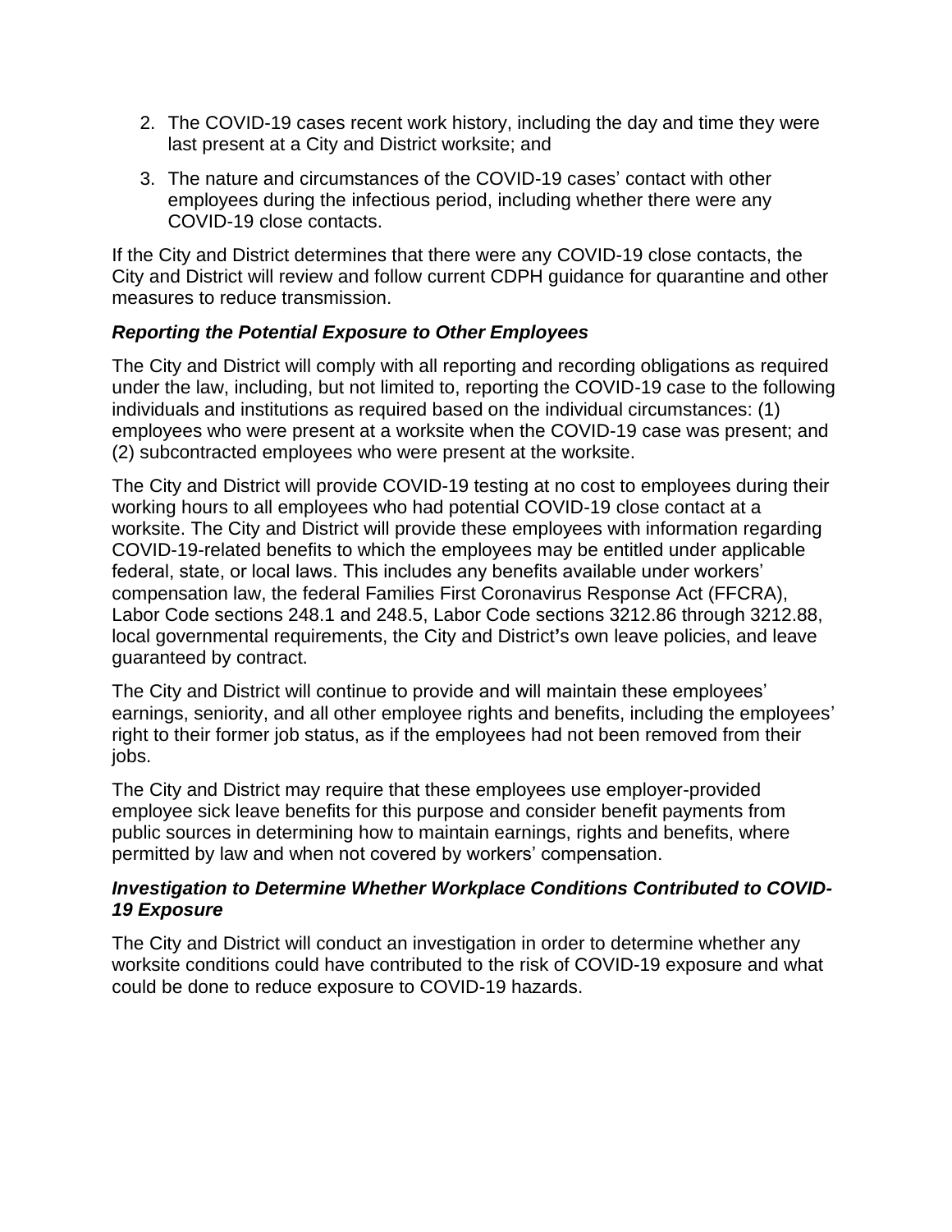2. The COVID-19 cases recent work history, including the day and time they were last present at a City and District worksite; and
3. The nature and circumstances of the COVID-19 cases' contact with other employees during the infectious period, including whether there were any COVID-19 close contacts.

If the City and District determines that there were any COVID-19 close contacts, the City and District will review and follow current CDPH guidance for quarantine and other measures to reduce transmission.

### *Reporting the Potential Exposure to Other Employees*

The City and District will comply with all reporting and recording obligations as required under the law, including, but not limited to, reporting the COVID-19 case to the following individuals and institutions as required based on the individual circumstances: (1) employees who were present at a worksite when the COVID-19 case was present; and (2) subcontracted employees who were present at the worksite.

The City and District will provide COVID-19 testing at no cost to employees during their working hours to all employees who had potential COVID-19 close contact at a worksite. The City and District will provide these employees with information regarding COVID-19-related benefits to which the employees may be entitled under applicable federal, state, or local laws. This includes any benefits available under workers' compensation law, the federal Families First Coronavirus Response Act (FFCRA), Labor Code sections 248.1 and 248.5, Labor Code sections 3212.86 through 3212.88, local governmental requirements, the City and District's own leave policies, and leave guaranteed by contract.

The City and District will continue to provide and will maintain these employees' earnings, seniority, and all other employee rights and benefits, including the employees' right to their former job status, as if the employees had not been removed from their jobs.

The City and District may require that these employees use employer-provided employee sick leave benefits for this purpose and consider benefit payments from public sources in determining how to maintain earnings, rights and benefits, where permitted by law and when not covered by workers' compensation.

### *Investigation to Determine Whether Workplace Conditions Contributed to COVID-19 Exposure*

The City and District will conduct an investigation in order to determine whether any worksite conditions could have contributed to the risk of COVID-19 exposure and what could be done to reduce exposure to COVID-19 hazards.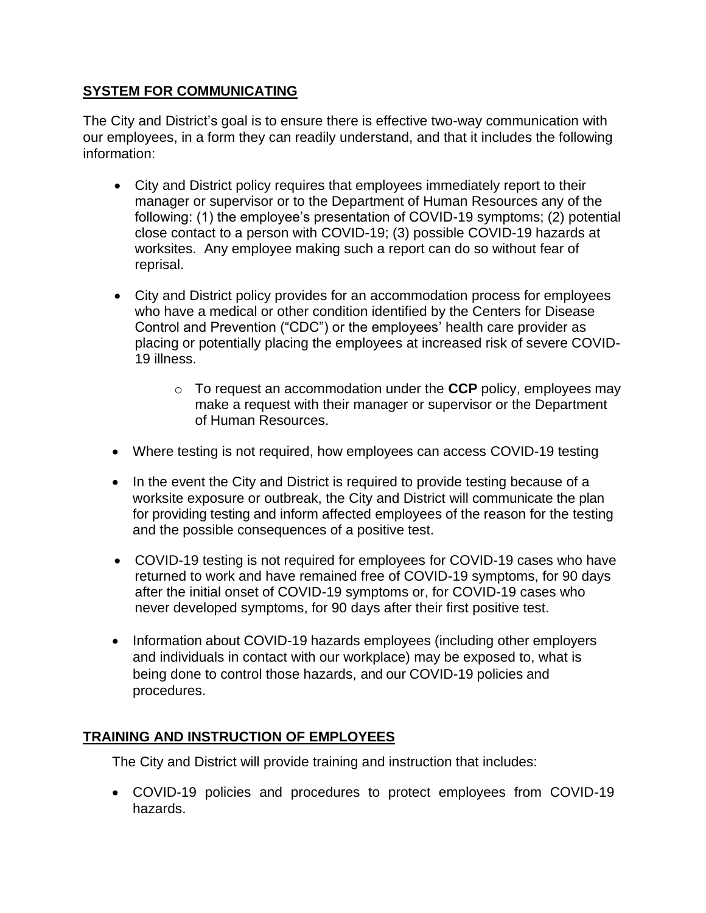## <u>SYSTEM FOR COMMUNICATING</u>

The City and District's goal is to ensure there is effective two-way communication with our employees, in a form they can readily understand, and that it includes the following information:

- City and District policy requires that employees immediately report to their manager or supervisor or to the Department of Human Resources any of the following: (1) the employee's presentation of COVID-19 symptoms; (2) potential close contact to a person with COVID-19; (3) possible COVID-19 hazards at worksites. Any employee making such a report can do so without fear of reprisal.
- City and District policy provides for an accommodation process for employees who have a medical or other condition identified by the Centers for Disease Control and Prevention ("CDC") or the employees' health care provider as placing or potentially placing the employees at increased risk of severe COVID-19 illness.
    - To request an accommodation under the **CCP** policy, employees may make a request with their manager or supervisor or the Department of Human Resources.
- Where testing is not required, how employees can access COVID-19 testing
- In the event the City and District is required to provide testing because of a worksite exposure or outbreak, the City and District will communicate the plan for providing testing and inform affected employees of the reason for the testing and the possible consequences of a positive test.
- COVID-19 testing is not required for employees for COVID-19 cases who have returned to work and have remained free of COVID-19 symptoms, for 90 days after the initial onset of COVID-19 symptoms or, for COVID-19 cases who never developed symptoms, for 90 days after their first positive test.
- Information about COVID-19 hazards employees (including other employers and individuals in contact with our workplace) may be exposed to, what is being done to control those hazards, and our COVID-19 policies and procedures.

## <u>TRAINING AND INSTRUCTION OF EMPLOYEES</u>

The City and District will provide training and instruction that includes:

- COVID-19 policies and procedures to protect employees from COVID-19 hazards.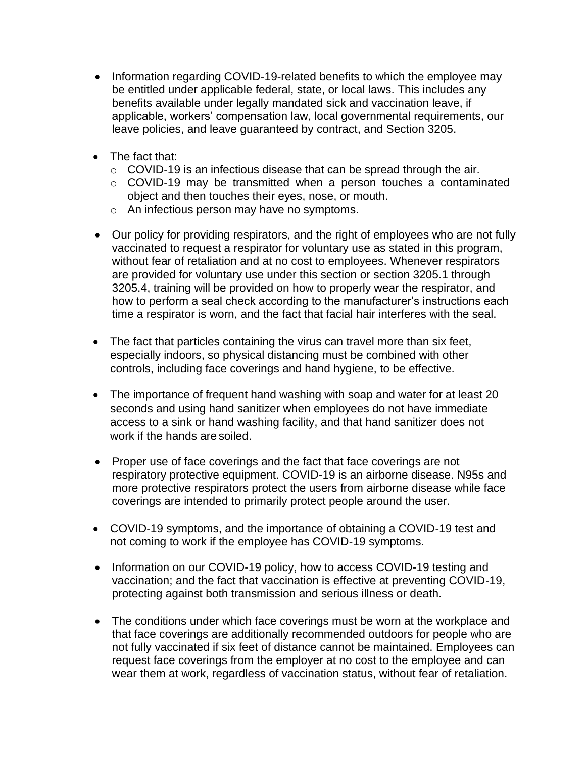- Information regarding COVID-19-related benefits to which the employee may be entitled under applicable federal, state, or local laws. This includes any benefits available under legally mandated sick and vaccination leave, if applicable, workers' compensation law, local governmental requirements, our leave policies, and leave guaranteed by contract, and Section 3205.

- The fact that:
  - COVID-19 is an infectious disease that can be spread through the air.
  - COVID-19 may be transmitted when a person touches a contaminated object and then touches their eyes, nose, or mouth.
  - An infectious person may have no symptoms.

- Our policy for providing respirators, and the right of employees who are not fully vaccinated to request a respirator for voluntary use as stated in this program, without fear of retaliation and at no cost to employees. Whenever respirators are provided for voluntary use under this section or section 3205.1 through 3205.4, training will be provided on how to properly wear the respirator, and how to perform a seal check according to the manufacturer's instructions each time a respirator is worn, and the fact that facial hair interferes with the seal.

- The fact that particles containing the virus can travel more than six feet, especially indoors, so physical distancing must be combined with other controls, including face coverings and hand hygiene, to be effective.

- The importance of frequent hand washing with soap and water for at least 20 seconds and using hand sanitizer when employees do not have immediate access to a sink or hand washing facility, and that hand sanitizer does not work if the hands are soiled.

- Proper use of face coverings and the fact that face coverings are not respiratory protective equipment. COVID-19 is an airborne disease. N95s and more protective respirators protect the users from airborne disease while face coverings are intended to primarily protect people around the user.

- COVID-19 symptoms, and the importance of obtaining a COVID-19 test and not coming to work if the employee has COVID-19 symptoms.

- Information on our COVID-19 policy, how to access COVID-19 testing and vaccination; and the fact that vaccination is effective at preventing COVID-19, protecting against both transmission and serious illness or death.

- The conditions under which face coverings must be worn at the workplace and that face coverings are additionally recommended outdoors for people who are not fully vaccinated if six feet of distance cannot be maintained. Employees can request face coverings from the employer at no cost to the employee and can wear them at work, regardless of vaccination status, without fear of retaliation.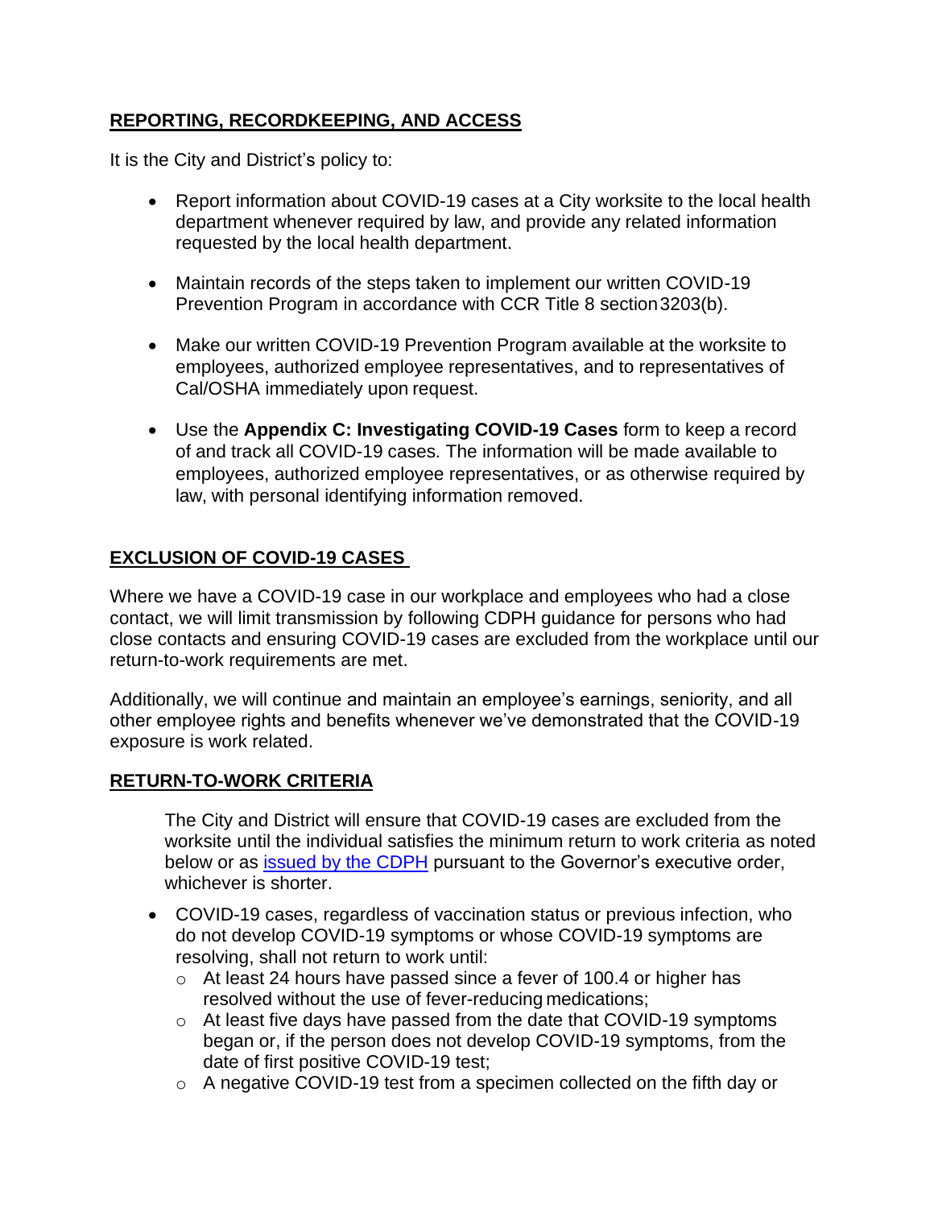## REPORTING, RECORDKEEPING, AND ACCESS

It is the City and District's policy to:

- Report information about COVID-19 cases at a City worksite to the local health department whenever required by law, and provide any related information requested by the local health department.
- Maintain records of the steps taken to implement our written COVID-19 Prevention Program in accordance with CCR Title 8 section 3203(b).
- Make our written COVID-19 Prevention Program available at the worksite to employees, authorized employee representatives, and to representatives of Cal/OSHA immediately upon request.
- Use the **Appendix C: Investigating COVID-19 Cases** form to keep a record of and track all COVID-19 cases. The information will be made available to employees, authorized employee representatives, or as otherwise required by law, with personal identifying information removed.

## EXCLUSION OF COVID-19 CASES

Where we have a COVID-19 case in our workplace and employees who had a close contact, we will limit transmission by following CDPH guidance for persons who had close contacts and ensuring COVID-19 cases are excluded from the workplace until our return-to-work requirements are met.

Additionally, we will continue and maintain an employee's earnings, seniority, and all other employee rights and benefits whenever we've demonstrated that the COVID-19 exposure is work related.

## RETURN-TO-WORK CRITERIA

The City and District will ensure that COVID-19 cases are excluded from the worksite until the individual satisfies the minimum return to work criteria as noted below or as issued by the CDPH pursuant to the Governor's executive order, whichever is shorter.

- COVID-19 cases, regardless of vaccination status or previous infection, who do not develop COVID-19 symptoms or whose COVID-19 symptoms are resolving, shall not return to work until:
  - At least 24 hours have passed since a fever of 100.4 or higher has resolved without the use of fever-reducing medications;
  - At least five days have passed from the date that COVID-19 symptoms began or, if the person does not develop COVID-19 symptoms, from the date of first positive COVID-19 test;
  - A negative COVID-19 test from a specimen collected on the fifth day or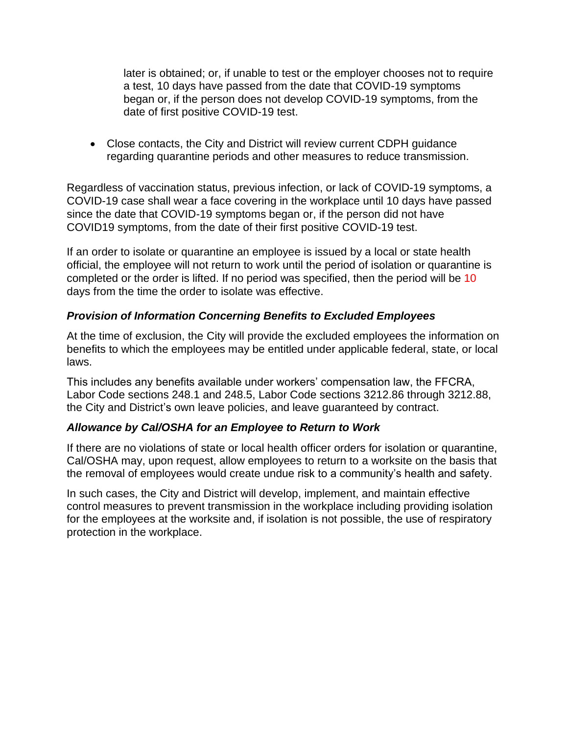later is obtained; or, if unable to test or the employer chooses not to require a test, 10 days have passed from the date that COVID-19 symptoms began or, if the person does not develop COVID-19 symptoms, from the date of first positive COVID-19 test.

- Close contacts, the City and District will review current CDPH guidance regarding quarantine periods and other measures to reduce transmission.

Regardless of vaccination status, previous infection, or lack of COVID-19 symptoms, a COVID-19 case shall wear a face covering in the workplace until 10 days have passed since the date that COVID-19 symptoms began or, if the person did not have COVID19 symptoms, from the date of their first positive COVID-19 test.

If an order to isolate or quarantine an employee is issued by a local or state health official, the employee will not return to work until the period of isolation or quarantine is completed or the order is lifted. If no period was specified, then the period will be 10 days from the time the order to isolate was effective.

### *Provision of Information Concerning Benefits to Excluded Employees*

At the time of exclusion, the City will provide the excluded employees the information on benefits to which the employees may be entitled under applicable federal, state, or local laws.

This includes any benefits available under workers' compensation law, the FFCRA, Labor Code sections 248.1 and 248.5, Labor Code sections 3212.86 through 3212.88, the City and District's own leave policies, and leave guaranteed by contract.

### *Allowance by Cal/OSHA for an Employee to Return to Work*

If there are no violations of state or local health officer orders for isolation or quarantine, Cal/OSHA may, upon request, allow employees to return to a worksite on the basis that the removal of employees would create undue risk to a community's health and safety.

In such cases, the City and District will develop, implement, and maintain effective control measures to prevent transmission in the workplace including providing isolation for the employees at the worksite and, if isolation is not possible, the use of respiratory protection in the workplace.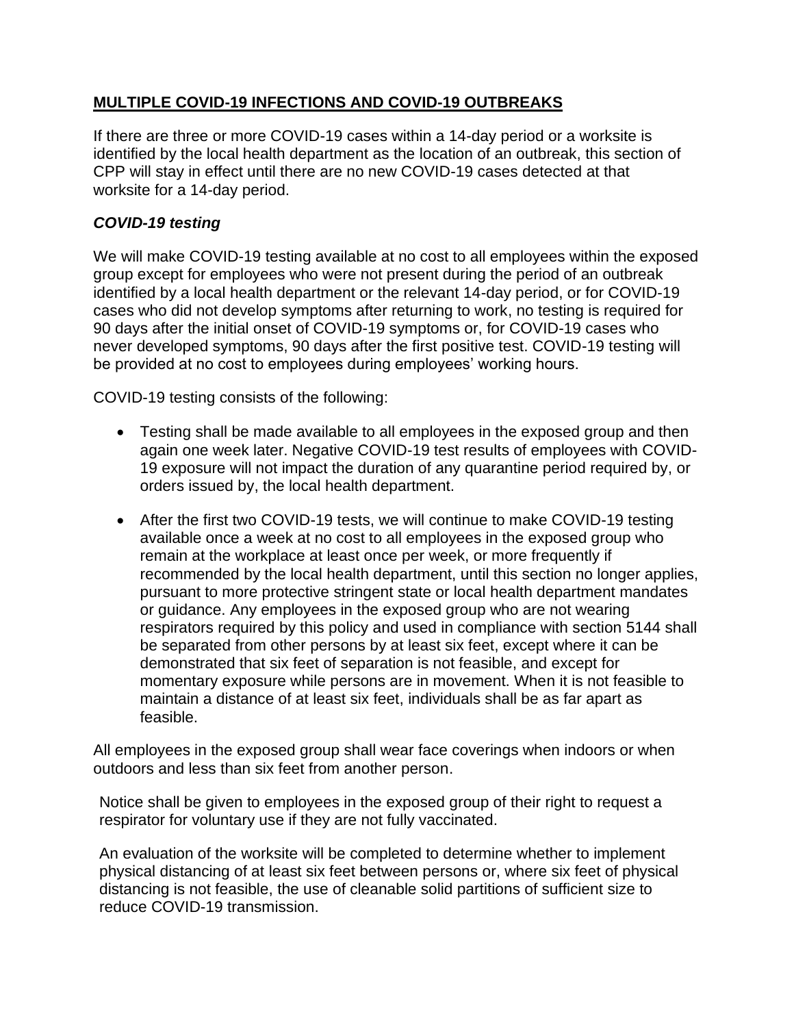## MULTIPLE COVID-19 INFECTIONS AND COVID-19 OUTBREAKS

If there are three or more COVID-19 cases within a 14-day period or a worksite is identified by the local health department as the location of an outbreak, this section of CPP will stay in effect until there are no new COVID-19 cases detected at that worksite for a 14-day period.

### *COVID-19 testing*

We will make COVID-19 testing available at no cost to all employees within the exposed group except for employees who were not present during the period of an outbreak identified by a local health department or the relevant 14-day period, or for COVID-19 cases who did not develop symptoms after returning to work, no testing is required for 90 days after the initial onset of COVID-19 symptoms or, for COVID-19 cases who never developed symptoms, 90 days after the first positive test. COVID-19 testing will be provided at no cost to employees during employees' working hours.

COVID-19 testing consists of the following:

- Testing shall be made available to all employees in the exposed group and then again one week later. Negative COVID-19 test results of employees with COVID-19 exposure will not impact the duration of any quarantine period required by, or orders issued by, the local health department.
- After the first two COVID-19 tests, we will continue to make COVID-19 testing available once a week at no cost to all employees in the exposed group who remain at the workplace at least once per week, or more frequently if recommended by the local health department, until this section no longer applies, pursuant to more protective stringent state or local health department mandates or guidance. Any employees in the exposed group who are not wearing respirators required by this policy and used in compliance with section 5144 shall be separated from other persons by at least six feet, except where it can be demonstrated that six feet of separation is not feasible, and except for momentary exposure while persons are in movement. When it is not feasible to maintain a distance of at least six feet, individuals shall be as far apart as feasible.

All employees in the exposed group shall wear face coverings when indoors or when outdoors and less than six feet from another person.

Notice shall be given to employees in the exposed group of their right to request a respirator for voluntary use if they are not fully vaccinated.

An evaluation of the worksite will be completed to determine whether to implement physical distancing of at least six feet between persons or, where six feet of physical distancing is not feasible, the use of cleanable solid partitions of sufficient size to reduce COVID-19 transmission.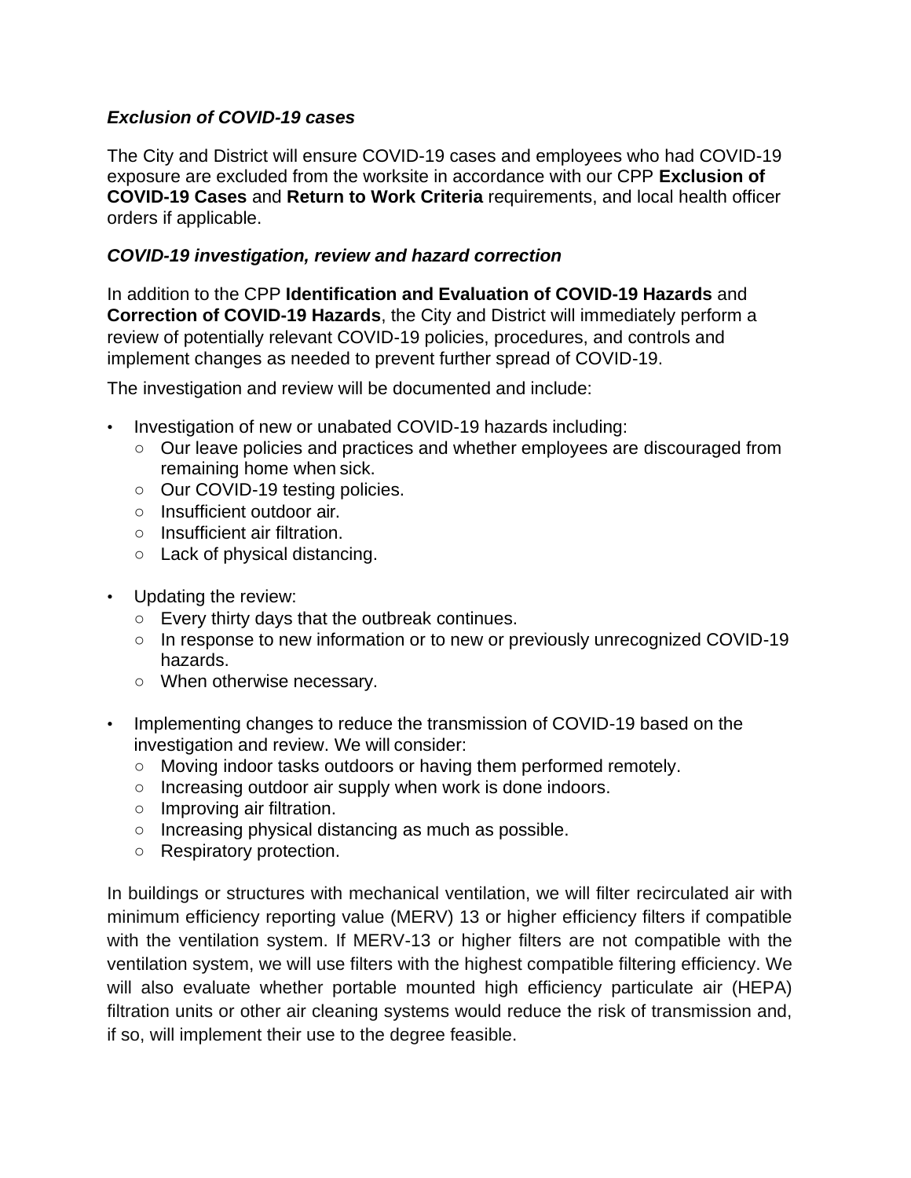### *Exclusion of COVID-19 cases*

The City and District will ensure COVID-19 cases and employees who had COVID-19 exposure are excluded from the worksite in accordance with our CPP **Exclusion of COVID-19 Cases** and **Return to Work Criteria** requirements, and local health officer orders if applicable.

### *COVID-19 investigation, review and hazard correction*

In addition to the CPP **Identification and Evaluation of COVID-19 Hazards** and **Correction of COVID-19 Hazards**, the City and District will immediately perform a review of potentially relevant COVID-19 policies, procedures, and controls and implement changes as needed to prevent further spread of COVID-19.

The investigation and review will be documented and include:

- Investigation of new or unabated COVID-19 hazards including:
  - Our leave policies and practices and whether employees are discouraged from remaining home when sick.
  - Our COVID-19 testing policies.
  - Insufficient outdoor air.
  - Insufficient air filtration.
  - Lack of physical distancing.
- Updating the review:
  - Every thirty days that the outbreak continues.
  - In response to new information or to new or previously unrecognized COVID-19 hazards.
  - When otherwise necessary.
- Implementing changes to reduce the transmission of COVID-19 based on the investigation and review. We will consider:
  - Moving indoor tasks outdoors or having them performed remotely.
  - Increasing outdoor air supply when work is done indoors.
  - Improving air filtration.
  - Increasing physical distancing as much as possible.
  - Respiratory protection.

In buildings or structures with mechanical ventilation, we will filter recirculated air with minimum efficiency reporting value (MERV) 13 or higher efficiency filters if compatible with the ventilation system. If MERV-13 or higher filters are not compatible with the ventilation system, we will use filters with the highest compatible filtering efficiency. We will also evaluate whether portable mounted high efficiency particulate air (HEPA) filtration units or other air cleaning systems would reduce the risk of transmission and, if so, will implement their use to the degree feasible.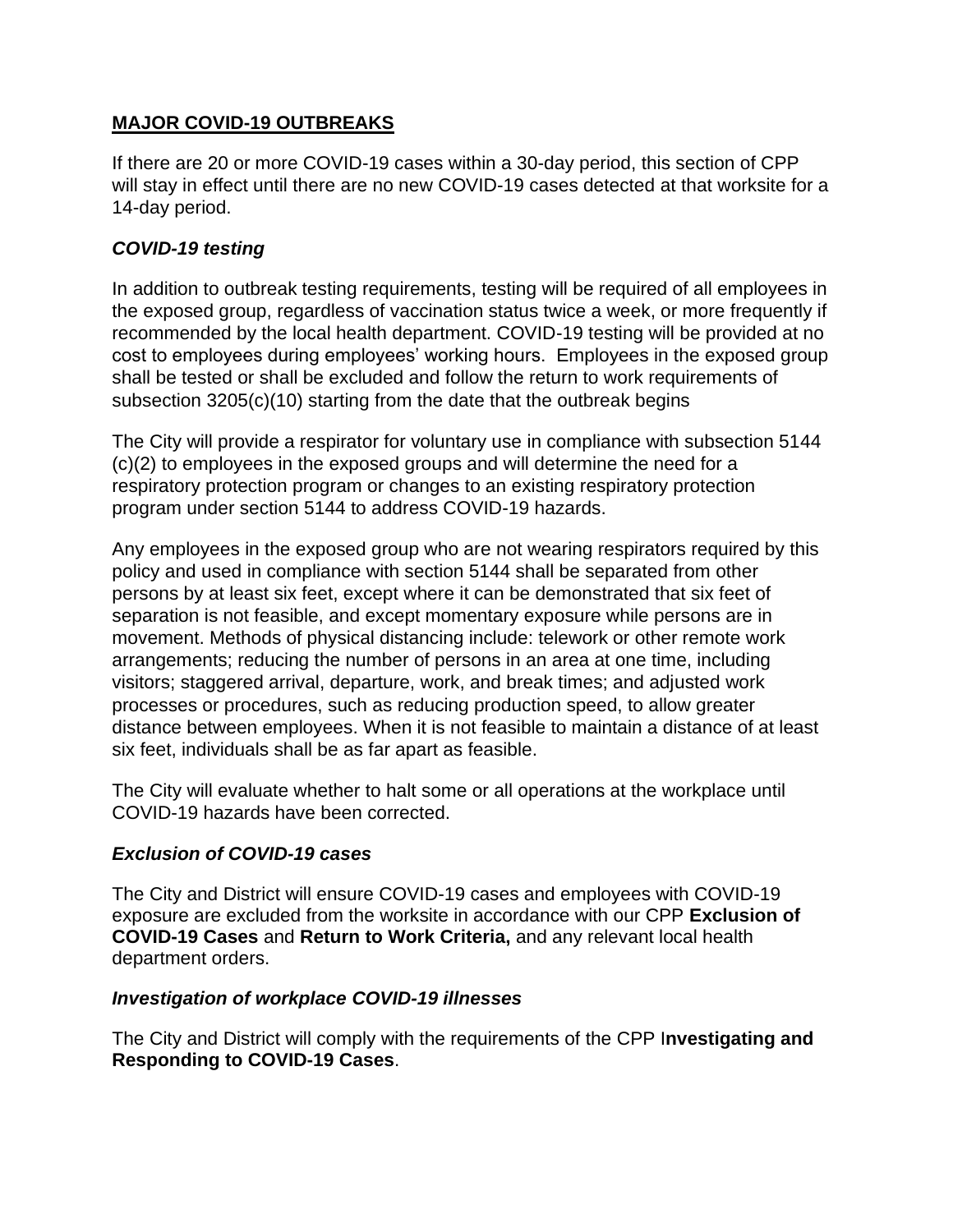**MAJOR COVID-19 OUTBREAKS**

If there are 20 or more COVID-19 cases within a 30-day period, this section of CPP will stay in effect until there are no new COVID-19 cases detected at that worksite for a 14-day period.

***COVID-19 testing***

In addition to outbreak testing requirements, testing will be required of all employees in the exposed group, regardless of vaccination status twice a week, or more frequently if recommended by the local health department. COVID-19 testing will be provided at no cost to employees during employees' working hours. Employees in the exposed group shall be tested or shall be excluded and follow the return to work requirements of subsection 3205(c)(10) starting from the date that the outbreak begins

The City will provide a respirator for voluntary use in compliance with subsection 5144 (c)(2) to employees in the exposed groups and will determine the need for a respiratory protection program or changes to an existing respiratory protection program under section 5144 to address COVID-19 hazards.

Any employees in the exposed group who are not wearing respirators required by this policy and used in compliance with section 5144 shall be separated from other persons by at least six feet, except where it can be demonstrated that six feet of separation is not feasible, and except momentary exposure while persons are in movement. Methods of physical distancing include: telework or other remote work arrangements; reducing the number of persons in an area at one time, including visitors; staggered arrival, departure, work, and break times; and adjusted work processes or procedures, such as reducing production speed, to allow greater distance between employees. When it is not feasible to maintain a distance of at least six feet, individuals shall be as far apart as feasible.

The City will evaluate whether to halt some or all operations at the workplace until COVID-19 hazards have been corrected.

***Exclusion of COVID-19 cases***

The City and District will ensure COVID-19 cases and employees with COVID-19 exposure are excluded from the worksite in accordance with our CPP **Exclusion of COVID-19 Cases** and **Return to Work Criteria,** and any relevant local health department orders.

***Investigation of workplace COVID-19 illnesses***

The City and District will comply with the requirements of the CPP I**nvestigating and Responding to COVID-19 Cases**.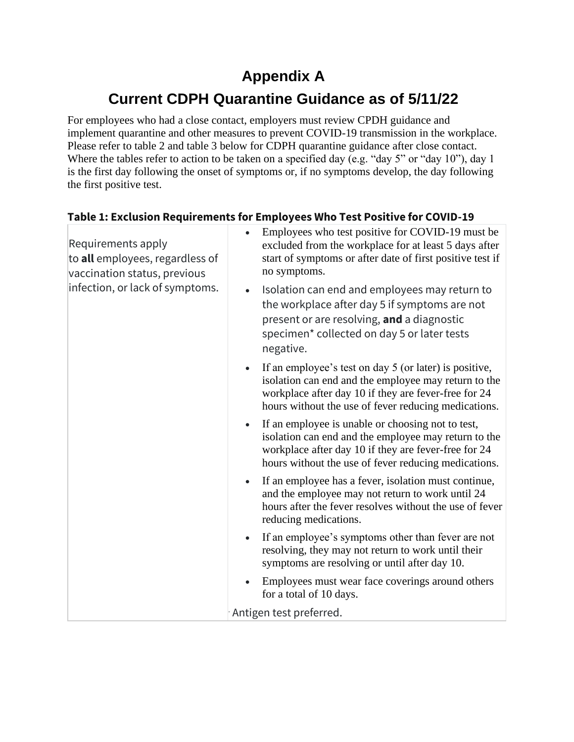# Appendix A

# Current CDPH Quarantine Guidance as of 5/11/22

For employees who had a close contact, employers must review CPDH guidance and implement quarantine and other measures to prevent COVID-19 transmission in the workplace. Please refer to table 2 and table 3 below for CDPH quarantine guidance after close contact. Where the tables refer to action to be taken on a specified day (e.g. "day 5" or "day 10"), day 1 is the first day following the onset of symptoms or, if no symptoms develop, the day following the first positive test.

**Table 1: Exclusion Requirements for Employees Who Test Positive for COVID-19**

| | |
|---|---|
| Requirements apply to **all** employees, regardless of vaccination status, previous infection, or lack of symptoms. | • Employees who test positive for COVID-19 must be excluded from the workplace for at least 5 days after start of symptoms or after date of first positive test if no symptoms.<br><br>• Isolation can end and employees may return to the workplace after day 5 if symptoms are not present or are resolving, **and** a diagnostic specimen* collected on day 5 or later tests negative.<br><br>• If an employee's test on day 5 (or later) is positive, isolation can end and the employee may return to the workplace after day 10 if they are fever-free for 24 hours without the use of fever reducing medications.<br><br>• If an employee is unable or choosing not to test, isolation can end and the employee may return to the workplace after day 10 if they are fever-free for 24 hours without the use of fever reducing medications.<br><br>• If an employee has a fever, isolation must continue, and the employee may not return to work until 24 hours after the fever resolves without the use of fever reducing medications.<br><br>• If an employee's symptoms other than fever are not resolving, they may not return to work until their symptoms are resolving or until after day 10.<br><br>• Employees must wear face coverings around others for a total of 10 days.<br><br>* Antigen test preferred. |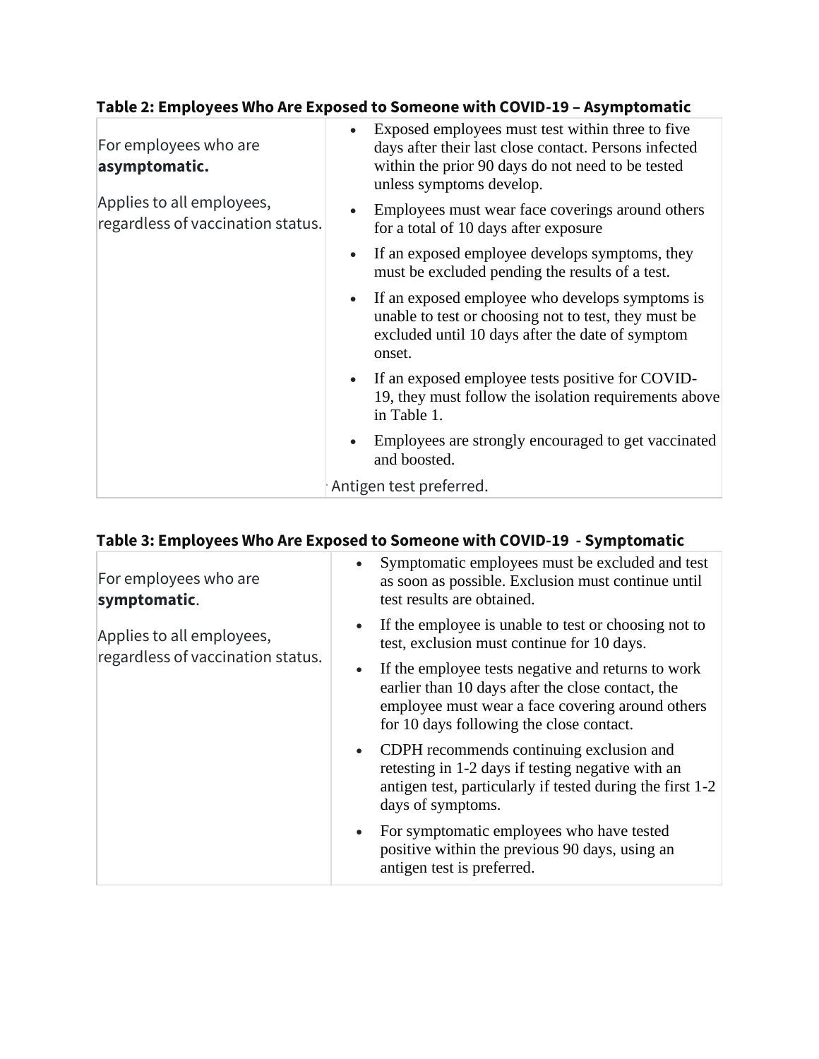### Table 2: Employees Who Are Exposed to Someone with COVID-19 – Asymptomatic

| | |
|---|---|
| For employees who are **asymptomatic.**<br><br>Applies to all employees, regardless of vaccination status. | • Exposed employees must test within three to five days after their last close contact. Persons infected within the prior 90 days do not need to be tested unless symptoms develop.<br>• Employees must wear face coverings around others for a total of 10 days after exposure<br>• If an exposed employee develops symptoms, they must be excluded pending the results of a test.<br>• If an exposed employee who develops symptoms is unable to test or choosing not to test, they must be excluded until 10 days after the date of symptom onset.<br>• If an exposed employee tests positive for COVID-19, they must follow the isolation requirements above in Table 1.<br>• Employees are strongly encouraged to get vaccinated and boosted.<br><br>Antigen test preferred. |

### Table 3: Employees Who Are Exposed to Someone with COVID-19 - Symptomatic

| | |
|---|---|
| For employees who are **symptomatic**.<br><br>Applies to all employees, regardless of vaccination status. | • Symptomatic employees must be excluded and test as soon as possible. Exclusion must continue until test results are obtained.<br>• If the employee is unable to test or choosing not to test, exclusion must continue for 10 days.<br>• If the employee tests negative and returns to work earlier than 10 days after the close contact, the employee must wear a face covering around others for 10 days following the close contact.<br>• CDPH recommends continuing exclusion and retesting in 1-2 days if testing negative with an antigen test, particularly if tested during the first 1-2 days of symptoms.<br>• For symptomatic employees who have tested positive within the previous 90 days, using an antigen test is preferred. |